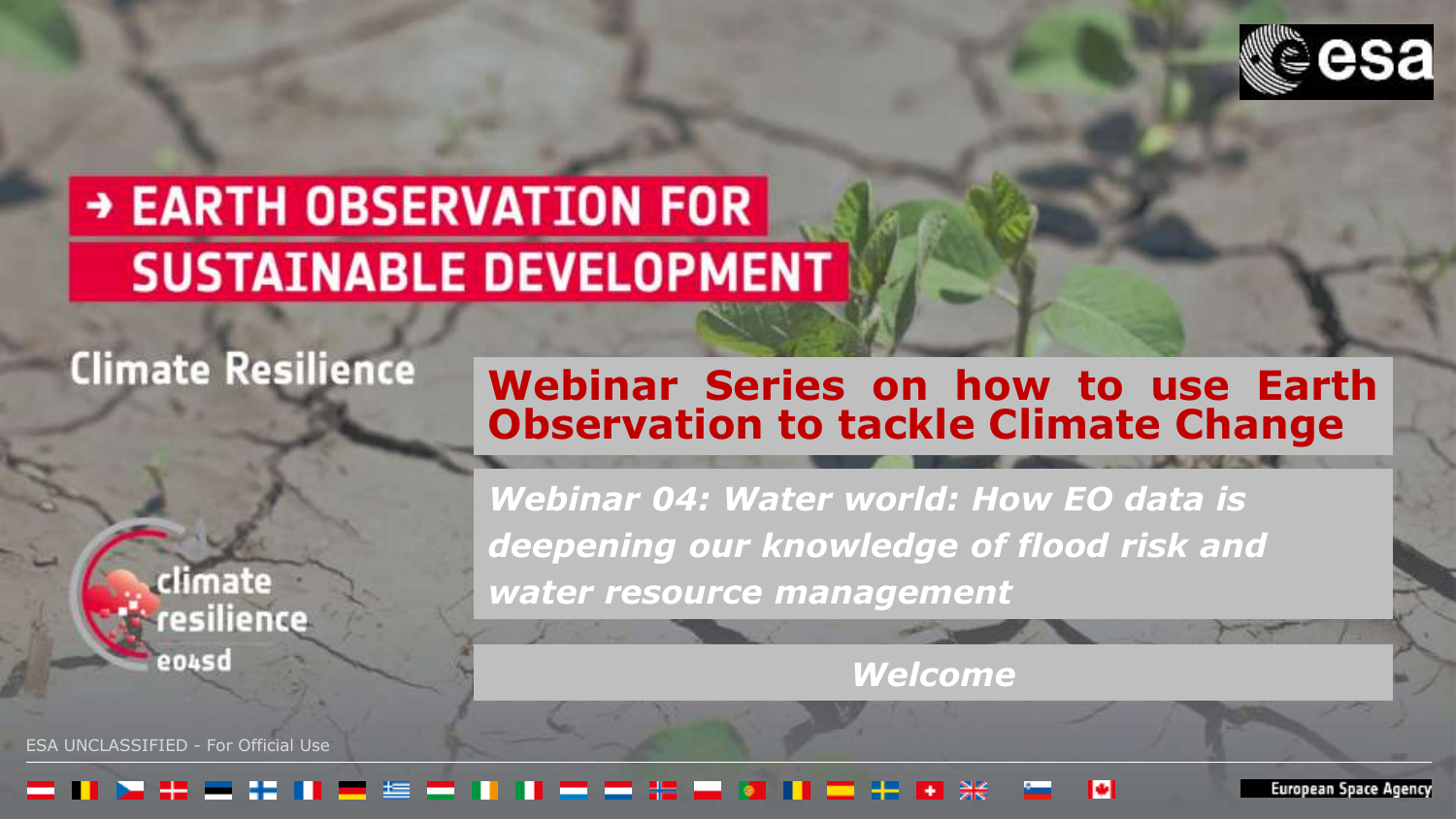# → EARTH OBSERVATION FOR SUSTAINABLE DEVELOPMENT

## Climate Resilience

## Webinar Series on how to use Earth Observation to tackle Climate Change

***Webinar 04: Water world: How EO data is deepening our knowledge of flood risk and water resource management***

***Welcome***

climate resilience eo4sd

ESA UNCLASSIFIED - For Official Use

European Space Agency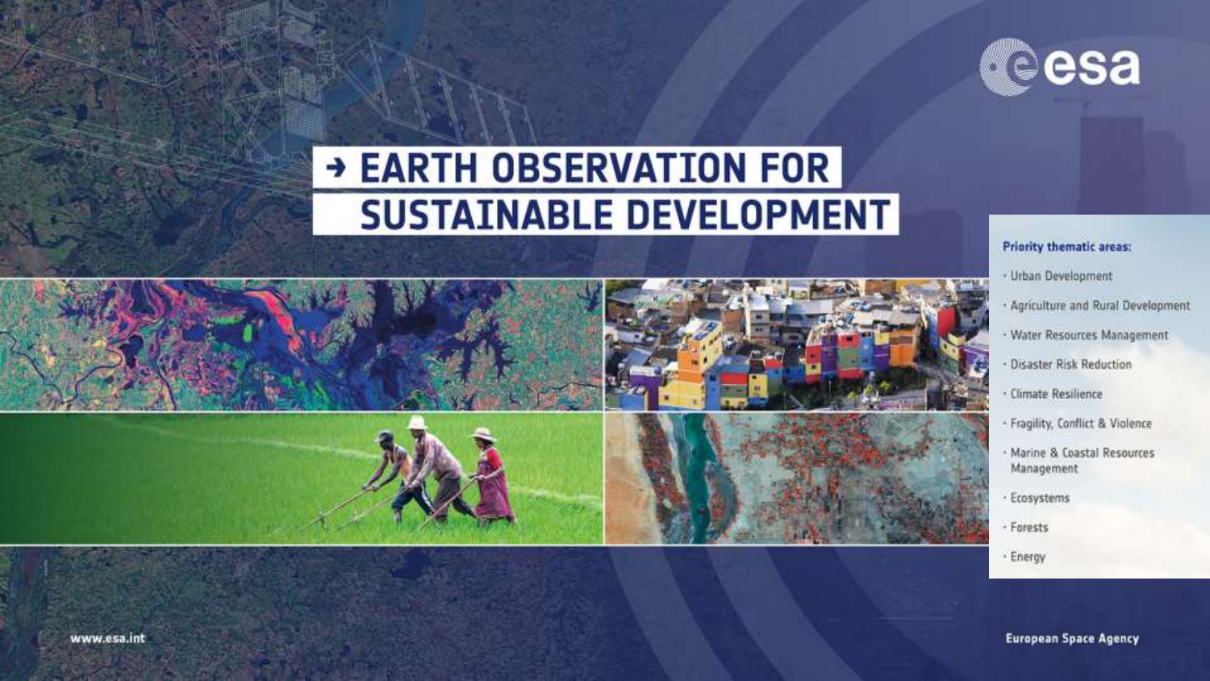# → EARTH OBSERVATION FOR SUSTAINABLE DEVELOPMENT

**Priority thematic areas:**

- Urban Development
- Agriculture and Rural Development
- Water Resources Management
- Disaster Risk Reduction
- Climate Resilience
- Fragility, Conflict & Violence
- Marine & Coastal Resources Management
- Ecosystems
- Forests
- Energy

www.esa.int

European Space Agency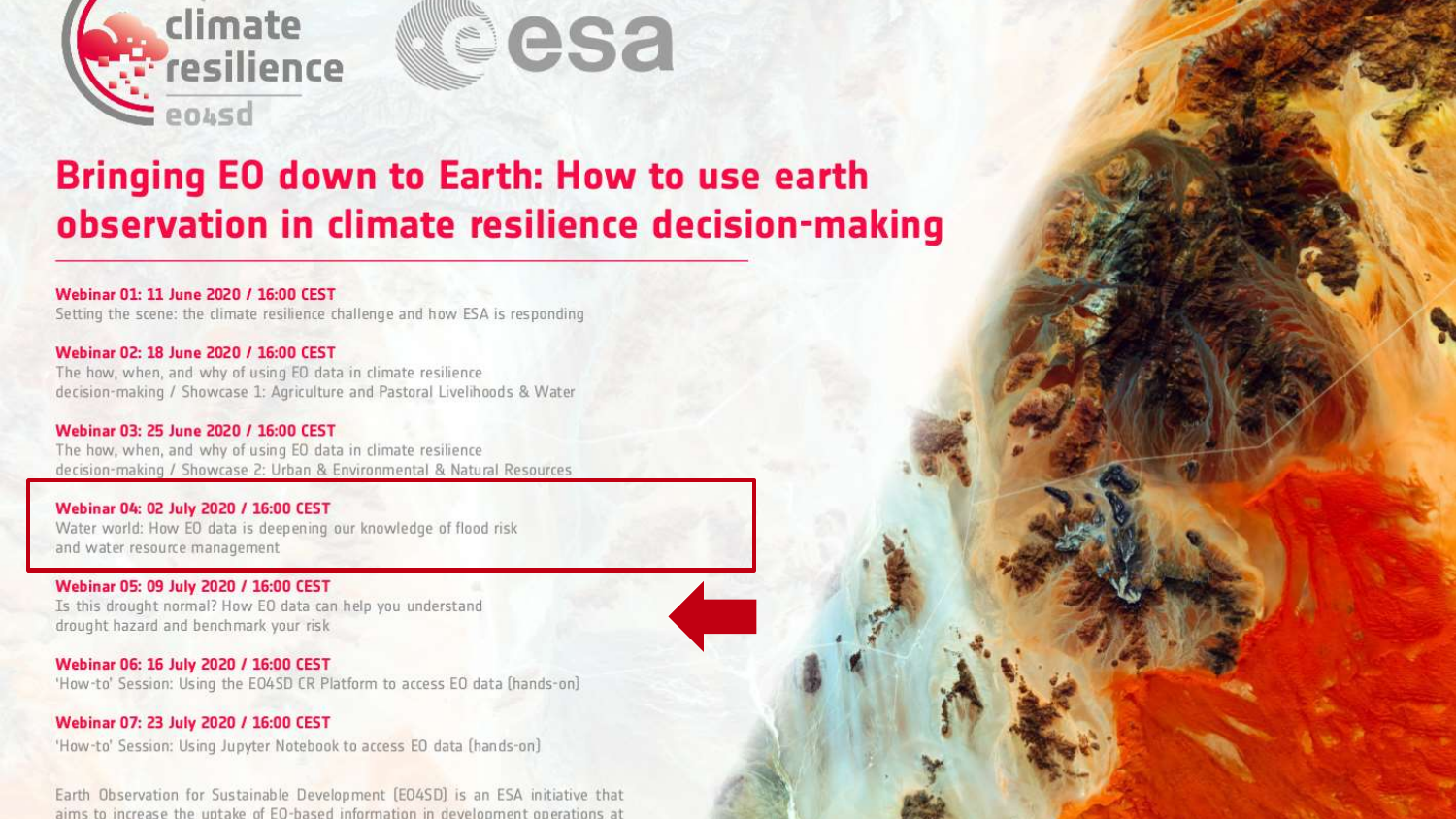# Bringing EO down to Earth: How to use earth observation in climate resilience decision-making

**Webinar 01: 11 June 2020 / 16:00 CEST**
Setting the scene: the climate resilience challenge and how ESA is responding

**Webinar 02: 18 June 2020 / 16:00 CEST**
The how, when, and why of using EO data in climate resilience decision-making / Showcase 1: Agriculture and Pastoral Livelihoods & Water

**Webinar 03: 25 June 2020 / 16:00 CEST**
The how, when, and why of using EO data in climate resilience decision-making / Showcase 2: Urban & Environmental & Natural Resources

**Webinar 04: 02 July 2020 / 16:00 CEST**
Water world: How EO data is deepening our knowledge of flood risk and water resource management

**Webinar 05: 09 July 2020 / 16:00 CEST**
Is this drought normal? How EO data can help you understand drought hazard and benchmark your risk

**Webinar 06: 16 July 2020 / 16:00 CEST**
'How-to' Session: Using the EO4SD CR Platform to access EO data (hands-on)

**Webinar 07: 23 July 2020 / 16:00 CEST**
'How-to' Session: Using Jupyter Notebook to access EO data (hands-on)

Earth Observation for Sustainable Development (EO4SD) is an ESA initiative that aims to increase the uptake of EO-based information in development operations at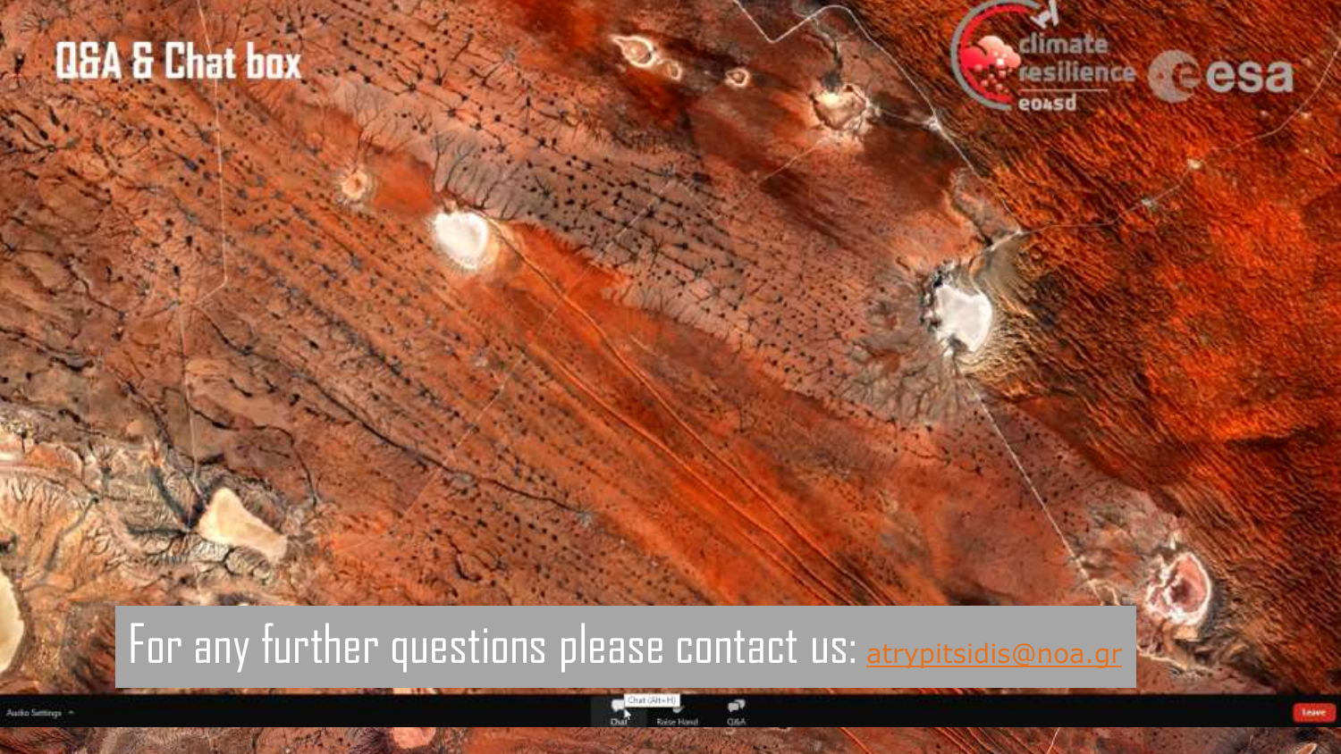# Q&A & Chat box

For any further questions please contact us: atrypitsidis@noa.gr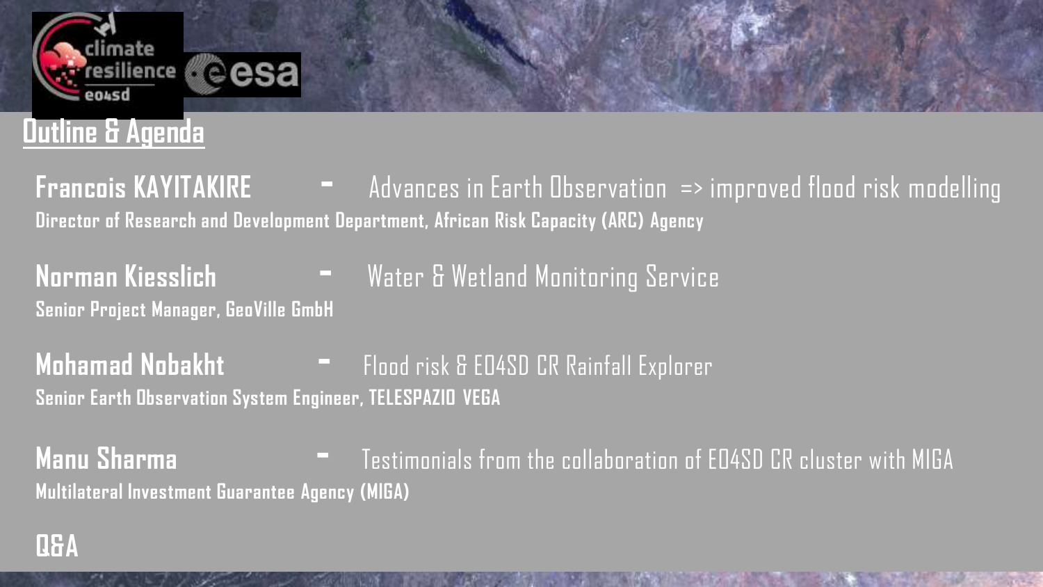# Outline & Agenda

**Francois KAYITAKIRE** - Advances in Earth Observation => improved flood risk modelling
**Director of Research and Development Department, African Risk Capacity (ARC) Agency**

**Norman Kiesslich** - Water & Wetland Monitoring Service
**Senior Project Manager, GeoVille GmbH**

**Mohamad Nobakht** - Flood risk & EO4SD CR Rainfall Explorer
**Senior Earth Observation System Engineer, TELESPAZIO VEGA**

**Manu Sharma** - Testimonials from the collaboration of EO4SD CR cluster with MIGA
**Multilateral Investment Guarantee Agency (MIGA)**

**Q&A**